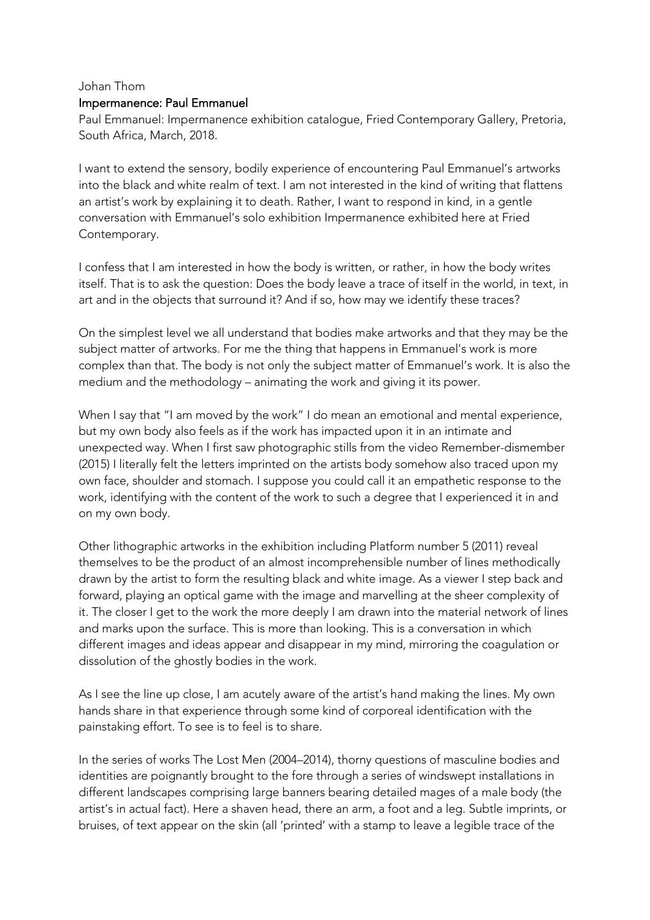Johan Thom

**Impermanence: Paul Emmanuel**

Paul Emmanuel: Impermanence exhibition catalogue, Fried Contemporary Gallery, Pretoria, South Africa, March, 2018.

I want to extend the sensory, bodily experience of encountering Paul Emmanuel's artworks into the black and white realm of text. I am not interested in the kind of writing that flattens an artist's work by explaining it to death. Rather, I want to respond in kind, in a gentle conversation with Emmanuel's solo exhibition Impermanence exhibited here at Fried Contemporary.

I confess that I am interested in how the body is written, or rather, in how the body writes itself. That is to ask the question: Does the body leave a trace of itself in the world, in text, in art and in the objects that surround it? And if so, how may we identify these traces?

On the simplest level we all understand that bodies make artworks and that they may be the subject matter of artworks. For me the thing that happens in Emmanuel's work is more complex than that. The body is not only the subject matter of Emmanuel's work. It is also the medium and the methodology – animating the work and giving it its power.

When I say that "I am moved by the work" I do mean an emotional and mental experience, but my own body also feels as if the work has impacted upon it in an intimate and unexpected way. When I first saw photographic stills from the video Remember-dismember (2015) I literally felt the letters imprinted on the artists body somehow also traced upon my own face, shoulder and stomach. I suppose you could call it an empathetic response to the work, identifying with the content of the work to such a degree that I experienced it in and on my own body.

Other lithographic artworks in the exhibition including Platform number 5 (2011) reveal themselves to be the product of an almost incomprehensible number of lines methodically drawn by the artist to form the resulting black and white image. As a viewer I step back and forward, playing an optical game with the image and marvelling at the sheer complexity of it. The closer I get to the work the more deeply I am drawn into the material network of lines and marks upon the surface. This is more than looking. This is a conversation in which different images and ideas appear and disappear in my mind, mirroring the coagulation or dissolution of the ghostly bodies in the work.

As I see the line up close, I am acutely aware of the artist's hand making the lines. My own hands share in that experience through some kind of corporeal identification with the painstaking effort. To see is to feel is to share.

In the series of works The Lost Men (2004–2014), thorny questions of masculine bodies and identities are poignantly brought to the fore through a series of windswept installations in different landscapes comprising large banners bearing detailed mages of a male body (the artist's in actual fact). Here a shaven head, there an arm, a foot and a leg. Subtle imprints, or bruises, of text appear on the skin (all 'printed' with a stamp to leave a legible trace of the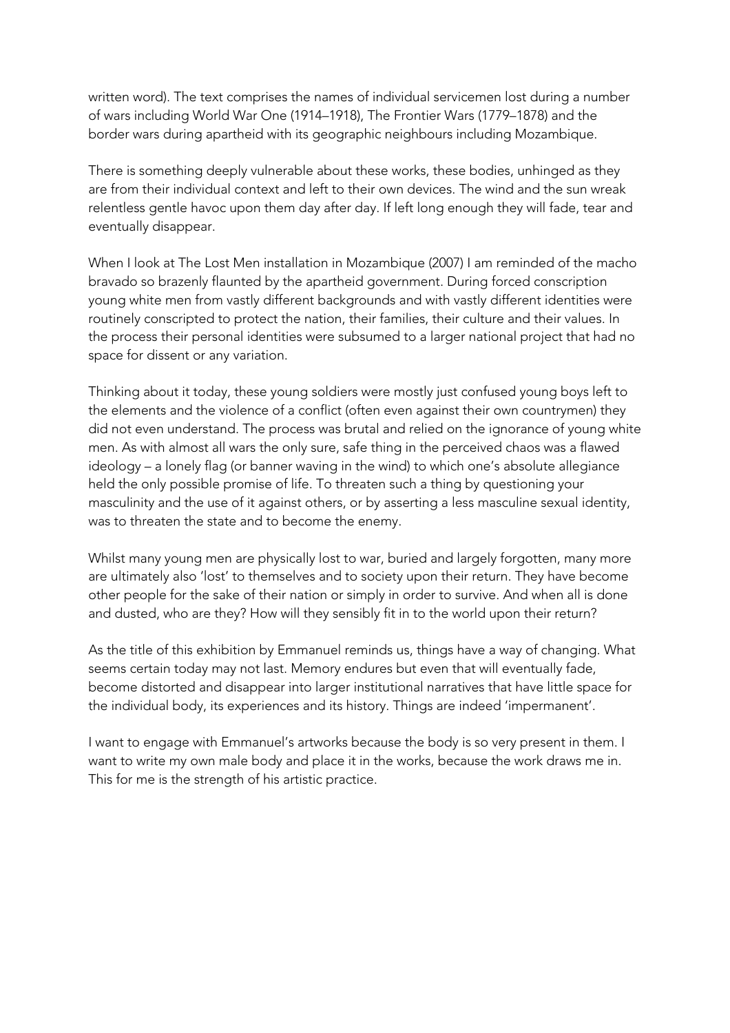written word). The text comprises the names of individual servicemen lost during a number of wars including World War One (1914–1918), The Frontier Wars (1779–1878) and the border wars during apartheid with its geographic neighbours including Mozambique.

There is something deeply vulnerable about these works, these bodies, unhinged as they are from their individual context and left to their own devices. The wind and the sun wreak relentless gentle havoc upon them day after day. If left long enough they will fade, tear and eventually disappear.

When I look at The Lost Men installation in Mozambique (2007) I am reminded of the macho bravado so brazenly flaunted by the apartheid government. During forced conscription young white men from vastly different backgrounds and with vastly different identities were routinely conscripted to protect the nation, their families, their culture and their values. In the process their personal identities were subsumed to a larger national project that had no space for dissent or any variation.

Thinking about it today, these young soldiers were mostly just confused young boys left to the elements and the violence of a conflict (often even against their own countrymen) they did not even understand. The process was brutal and relied on the ignorance of young white men. As with almost all wars the only sure, safe thing in the perceived chaos was a flawed ideology – a lonely flag (or banner waving in the wind) to which one's absolute allegiance held the only possible promise of life. To threaten such a thing by questioning your masculinity and the use of it against others, or by asserting a less masculine sexual identity, was to threaten the state and to become the enemy.

Whilst many young men are physically lost to war, buried and largely forgotten, many more are ultimately also 'lost' to themselves and to society upon their return. They have become other people for the sake of their nation or simply in order to survive. And when all is done and dusted, who are they? How will they sensibly fit in to the world upon their return?

As the title of this exhibition by Emmanuel reminds us, things have a way of changing. What seems certain today may not last. Memory endures but even that will eventually fade, become distorted and disappear into larger institutional narratives that have little space for the individual body, its experiences and its history. Things are indeed 'impermanent'.

I want to engage with Emmanuel's artworks because the body is so very present in them. I want to write my own male body and place it in the works, because the work draws me in. This for me is the strength of his artistic practice.